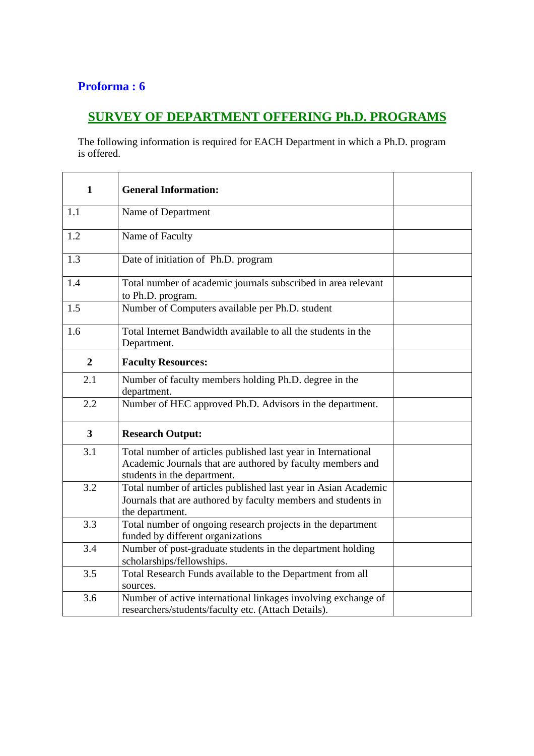**Proforma : 6**

## SURVEY OF DEPARTMENT OFFERING Ph.D. PROGRAMS

The following information is required for EACH Department in which a Ph.D. program is offered.

| | | |
|---|---|---|
| **1** | **General Information:** | |
| 1.1 | Name of Department | |
| 1.2 | Name of Faculty | |
| 1.3 | Date of initiation of Ph.D. program | |
| 1.4 | Total number of academic journals subscribed in area relevant to Ph.D. program. | |
| 1.5 | Number of Computers available per Ph.D. student | |
| 1.6 | Total Internet Bandwidth available to all the students in the Department. | |
| **2** | **Faculty Resources:** | |
| 2.1 | Number of faculty members holding Ph.D. degree in the department. | |
| 2.2 | Number of HEC approved Ph.D. Advisors in the department. | |
| **3** | **Research Output:** | |
| 3.1 | Total number of articles published last year in International Academic Journals that are authored by faculty members and students in the department. | |
| 3.2 | Total number of articles published last year in Asian Academic Journals that are authored by faculty members and students in the department. | |
| 3.3 | Total number of ongoing research projects in the department funded by different organizations | |
| 3.4 | Number of post-graduate students in the department holding scholarships/fellowships. | |
| 3.5 | Total Research Funds available to the Department from all sources. | |
| 3.6 | Number of active international linkages involving exchange of researchers/students/faculty etc. (Attach Details). | |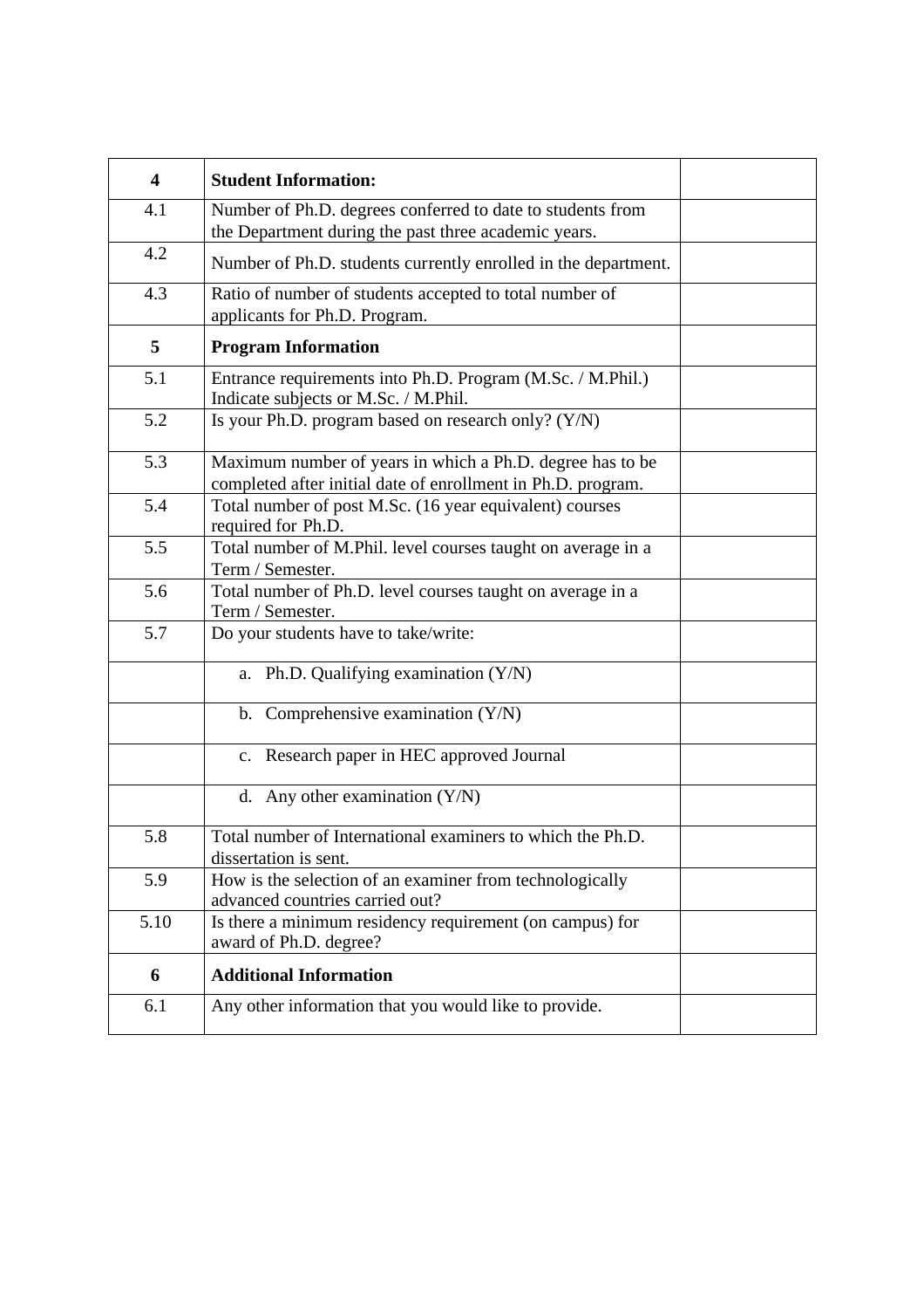| | | |
|---|---|---|
| **4** | **Student Information:** | |
| 4.1 | Number of Ph.D. degrees conferred to date to students from the Department during the past three academic years. | |
| 4.2 | Number of Ph.D. students currently enrolled in the department. | |
| 4.3 | Ratio of number of students accepted to total number of applicants for Ph.D. Program. | |
| **5** | **Program Information** | |
| 5.1 | Entrance requirements into Ph.D. Program (M.Sc. / M.Phil.) Indicate subjects or M.Sc. / M.Phil. | |
| 5.2 | Is your Ph.D. program based on research only? (Y/N) | |
| 5.3 | Maximum number of years in which a Ph.D. degree has to be completed after initial date of enrollment in Ph.D. program. | |
| 5.4 | Total number of post M.Sc. (16 year equivalent) courses required for Ph.D. | |
| 5.5 | Total number of M.Phil. level courses taught on average in a Term / Semester. | |
| 5.6 | Total number of Ph.D. level courses taught on average in a Term / Semester. | |
| 5.7 | Do your students have to take/write: | |
| | a. Ph.D. Qualifying examination (Y/N) | |
| | b. Comprehensive examination (Y/N) | |
| | c. Research paper in HEC approved Journal | |
| | d. Any other examination (Y/N) | |
| 5.8 | Total number of International examiners to which the Ph.D. dissertation is sent. | |
| 5.9 | How is the selection of an examiner from technologically advanced countries carried out? | |
| 5.10 | Is there a minimum residency requirement (on campus) for award of Ph.D. degree? | |
| **6** | **Additional Information** | |
| 6.1 | Any other information that you would like to provide. | |